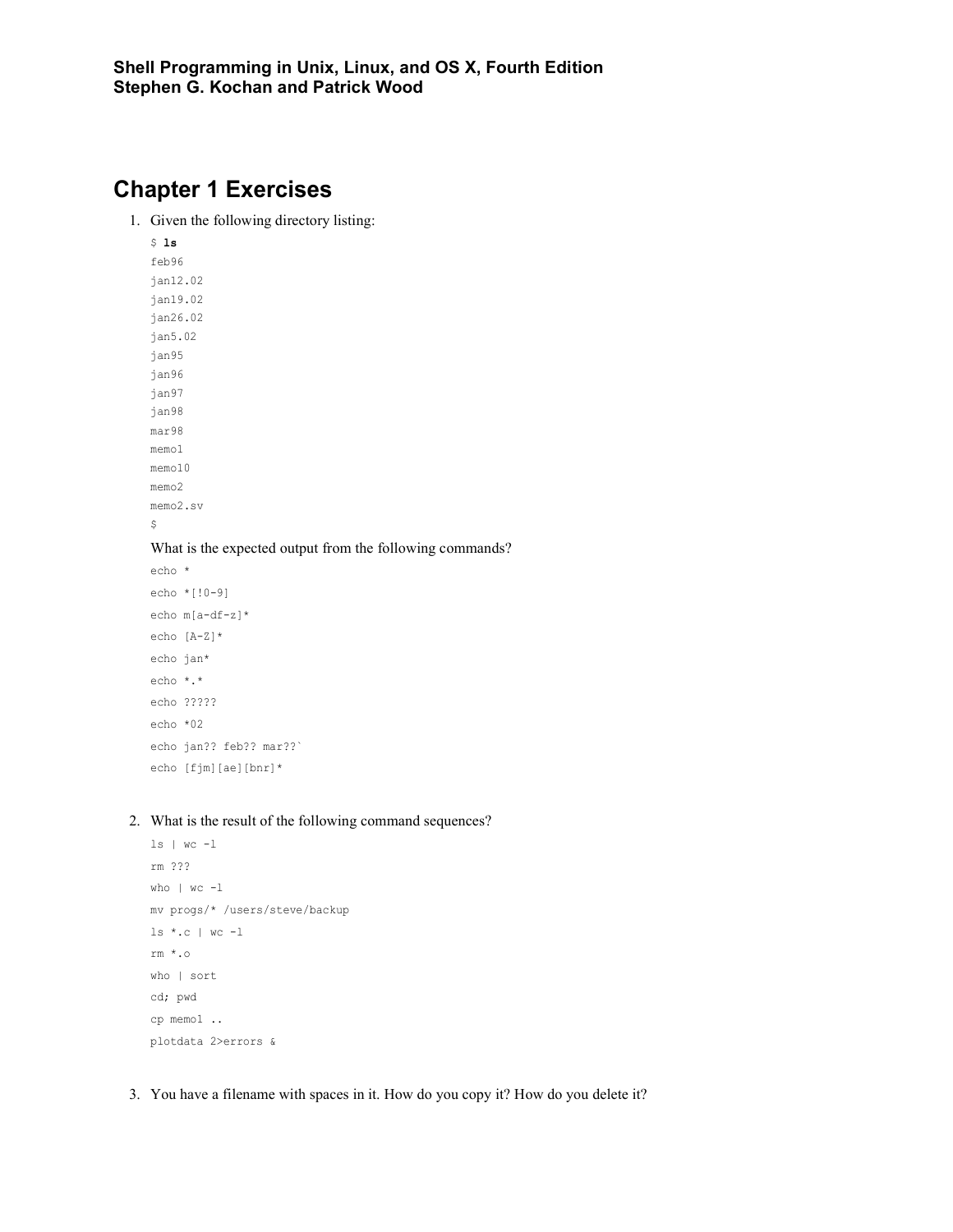**Shell Programming in Unix, Linux, and OS X, Fourth Edition**
**Stephen G. Kochan and Patrick Wood**

# Chapter 1 Exercises

1. Given the following directory listing:

   ```
   $ ls
   feb96
   jan12.02
   jan19.02
   jan26.02
   jan5.02
   jan95
   jan96
   jan97
   jan98
   mar98
   memo1
   memo10
   memo2
   memo2.sv
   $
   ```

   What is the expected output from the following commands?

   ```
   echo *
   echo *[!0-9]
   echo m[a-df-z]*
   echo [A-Z]*
   echo jan*
   echo *.*
   echo ?????
   echo *02
   echo jan?? feb?? mar??`
   echo [fjm][ae][bnr]*
   ```

2. What is the result of the following command sequences?

   ```
   ls | wc -l
   rm ???
   who | wc -l
   mv progs/* /users/steve/backup
   ls *.c | wc -l
   rm *.o
   who | sort
   cd; pwd
   cp memo1 ..
   plotdata 2>errors &
   ```

3. You have a filename with spaces in it. How do you copy it? How do you delete it?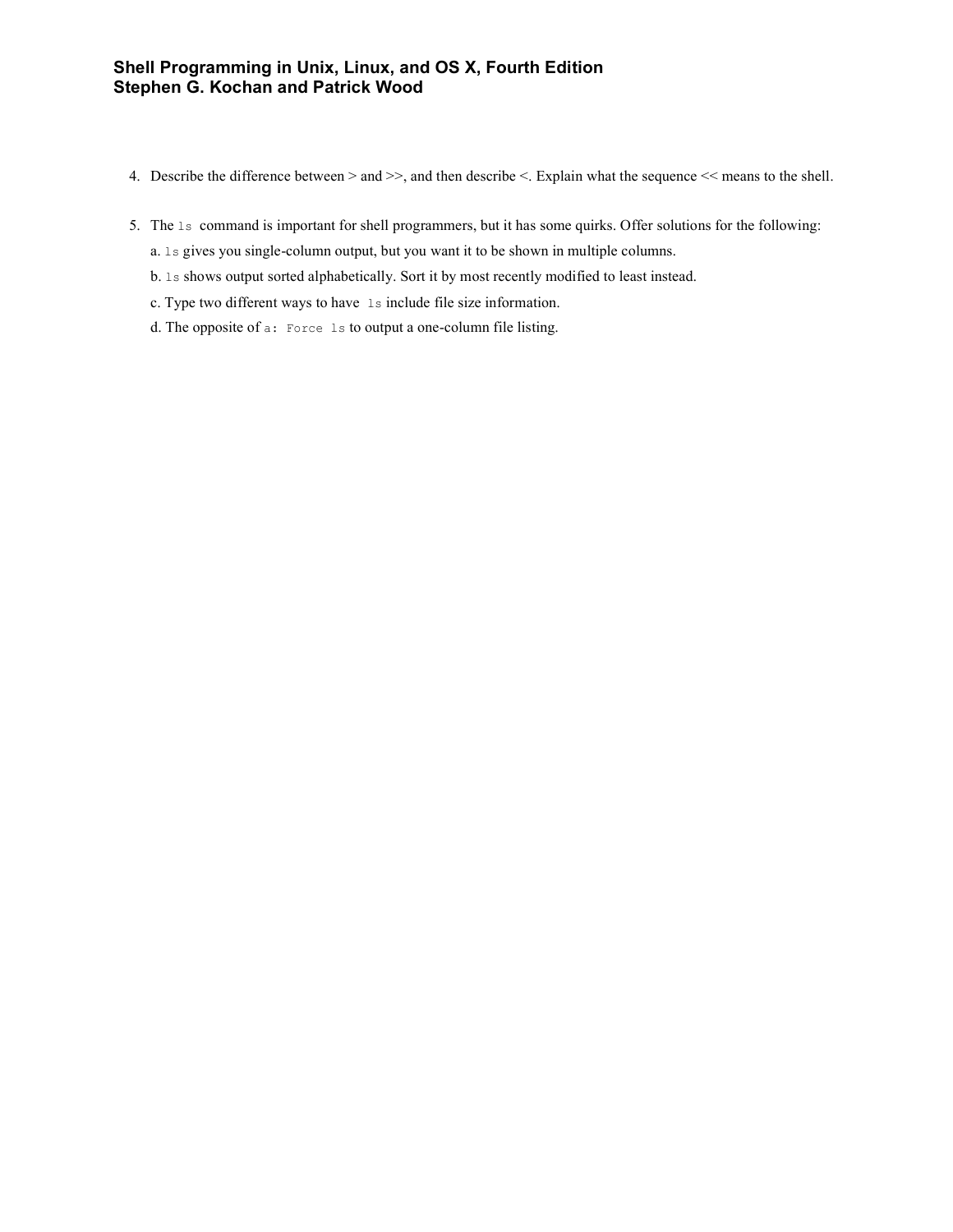4. Describe the difference between > and >>, and then describe <. Explain what the sequence << means to the shell.

5. The `ls` command is important for shell programmers, but it has some quirks. Offer solutions for the following:

   a. `ls` gives you single-column output, but you want it to be shown in multiple columns.

   b. `ls` shows output sorted alphabetically. Sort it by most recently modified to least instead.

   c. Type two different ways to have `ls` include file size information.

   d. The opposite of `a: Force ls` to output a one-column file listing.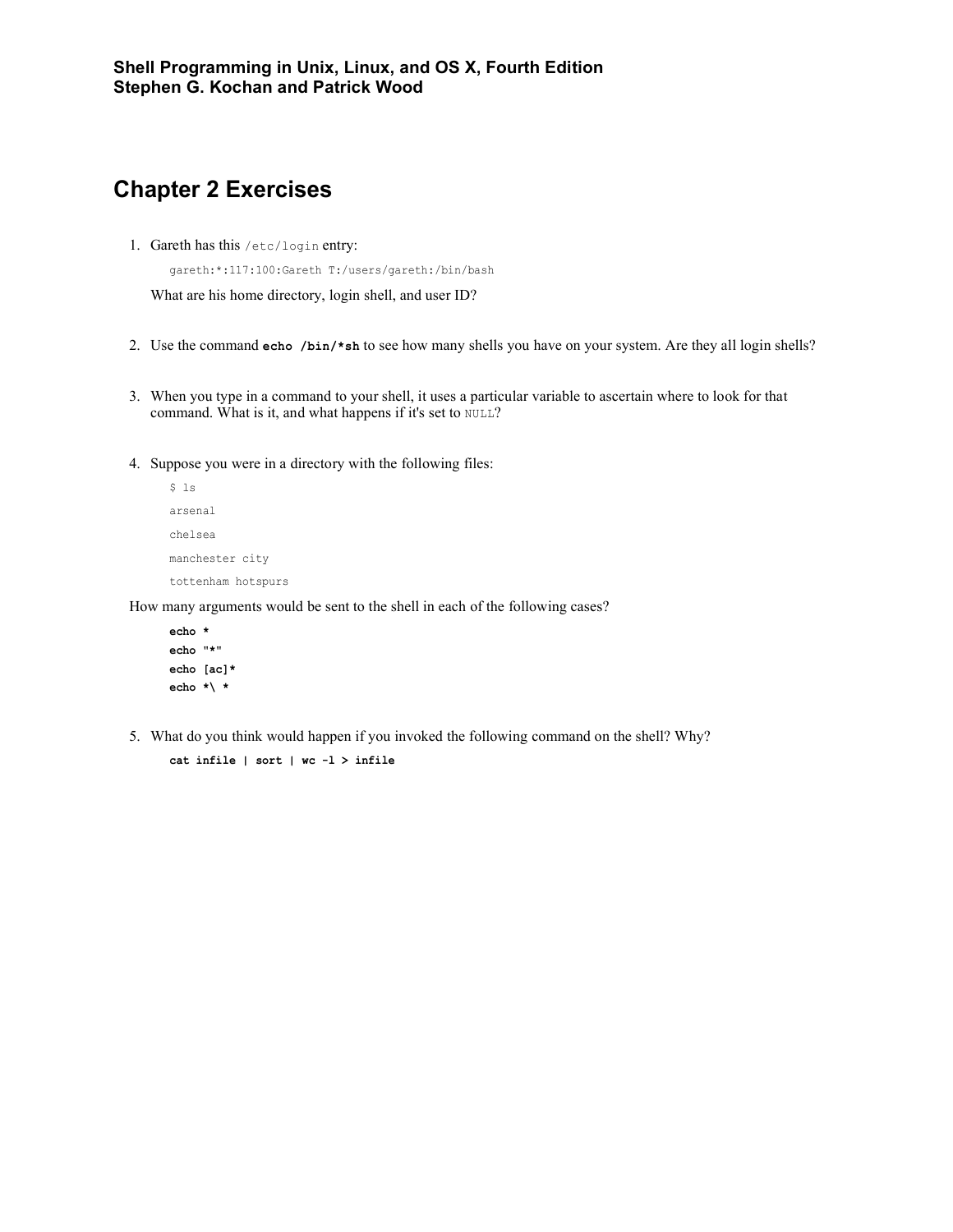**Shell Programming in Unix, Linux, and OS X, Fourth Edition**
**Stephen G. Kochan and Patrick Wood**

# Chapter 2 Exercises

1. Gareth has this `/etc/login` entry:

   ```
   gareth:*:117:100:Gareth T:/users/gareth:/bin/bash
   ```

   What are his home directory, login shell, and user ID?

2. Use the command **`echo /bin/*sh`** to see how many shells you have on your system. Are they all login shells?

3. When you type in a command to your shell, it uses a particular variable to ascertain where to look for that command. What is it, and what happens if it's set to `NULL`?

4. Suppose you were in a directory with the following files:

   ```
   $ ls
   arsenal
   chelsea
   manchester city
   tottenham hotspurs
   ```

   How many arguments would be sent to the shell in each of the following cases?

   ```
   echo *
   echo "*"
   echo [ac]*
   echo *\ *
   ```

5. What do you think would happen if you invoked the following command on the shell? Why?

   ```
   cat infile | sort | wc -l > infile
   ```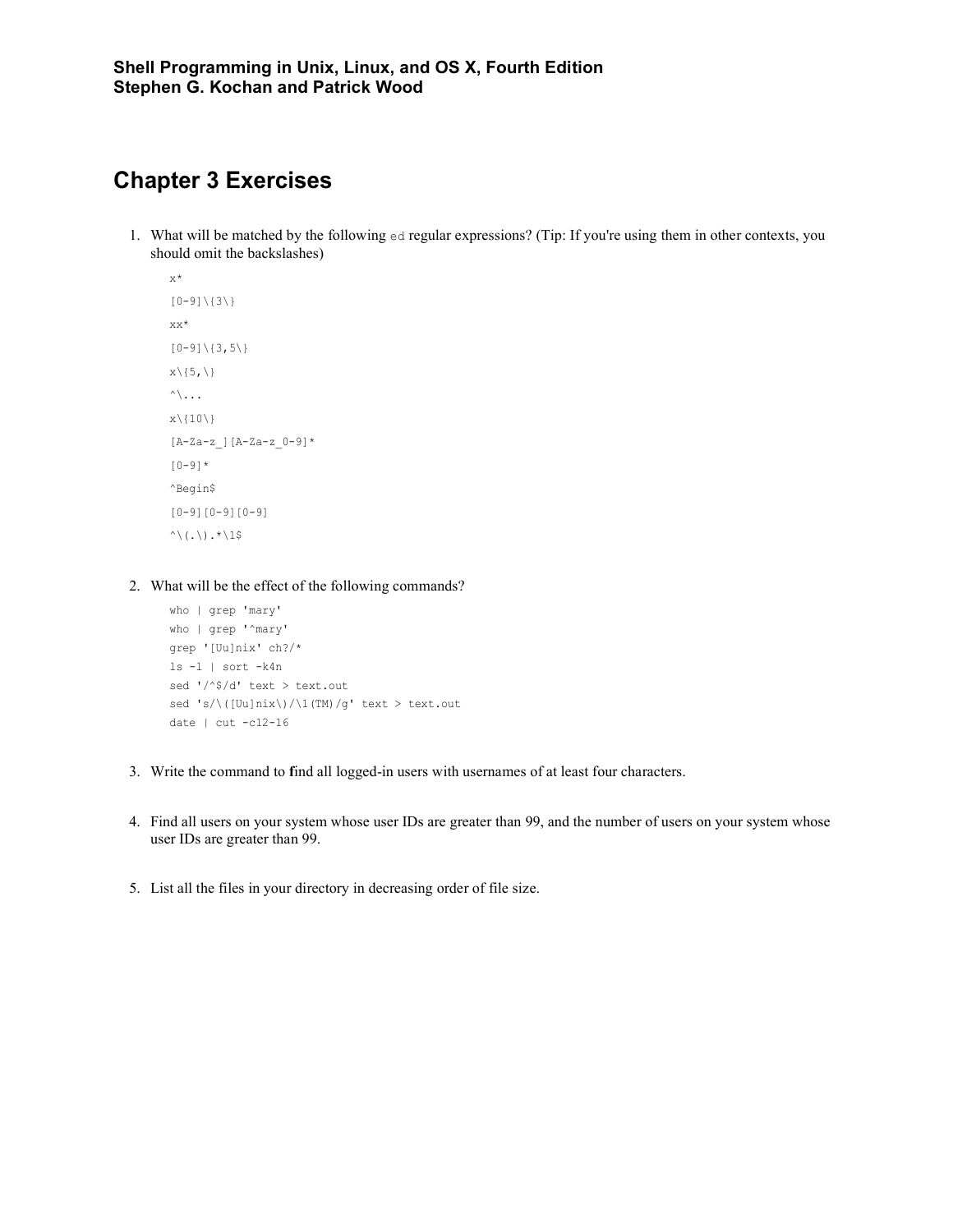**Shell Programming in Unix, Linux, and OS X, Fourth Edition**
**Stephen G. Kochan and Patrick Wood**

# Chapter 3 Exercises

1. What will be matched by the following `ed` regular expressions? (Tip: If you're using them in other contexts, you should omit the backslashes)

   ```
   x*
   [0-9]\{3\}
   xx*
   [0-9]\{3,5\}
   x\{5,\}
   ^\...
   x\{10\}
   [A-Za-z_][A-Za-z_0-9]*
   [0-9]*
   ^Begin$
   [0-9][0-9][0-9]
   ^\(.\).*\1$
   ```

2. What will be the effect of the following commands?

   ```
   who | grep 'mary'
   who | grep '^mary'
   grep '[Uu]nix' ch?/*
   ls -l | sort -k4n
   sed '/^$/d' text > text.out
   sed 's/\([Uu]nix\)/\1(TM)/g' text > text.out
   date | cut -c12-16
   ```

3. Write the command to find all logged-in users with usernames of at least four characters.

4. Find all users on your system whose user IDs are greater than 99, and the number of users on your system whose user IDs are greater than 99.

5. List all the files in your directory in decreasing order of file size.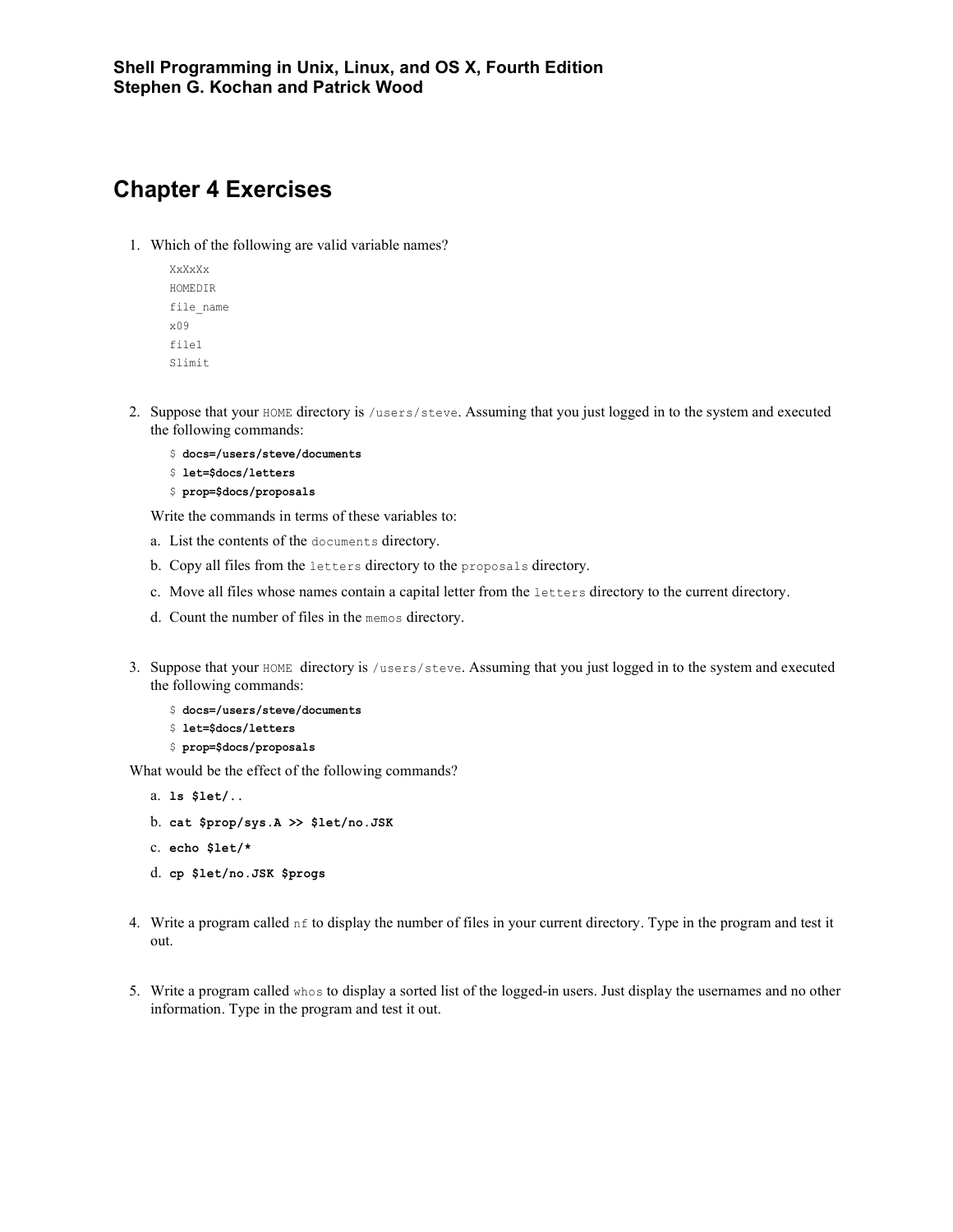**Shell Programming in Unix, Linux, and OS X, Fourth Edition**
**Stephen G. Kochan and Patrick Wood**

# Chapter 4 Exercises

1. Which of the following are valid variable names?

```
XxXxXx
HOMEDIR
file_name
x09
file1
Slimit
```

2. Suppose that your `HOME` directory is `/users/steve`. Assuming that you just logged in to the system and executed the following commands:

```
$ docs=/users/steve/documents
$ let=$docs/letters
$ prop=$docs/proposals
```

   Write the commands in terms of these variables to:

   a. List the contents of the `documents` directory.

   b. Copy all files from the `letters` directory to the `proposals` directory.

   c. Move all files whose names contain a capital letter from the `letters` directory to the current directory.

   d. Count the number of files in the `memos` directory.

3. Suppose that your `HOME` directory is `/users/steve`. Assuming that you just logged in to the system and executed the following commands:

```
$ docs=/users/steve/documents
$ let=$docs/letters
$ prop=$docs/proposals
```

What would be the effect of the following commands?

   a. **`ls $let/..`**

   b. **`cat $prop/sys.A >> $let/no.JSK`**

   c. **`echo $let/*`**

   d. **`cp $let/no.JSK $progs`**

4. Write a program called `nf` to display the number of files in your current directory. Type in the program and test it out.

5. Write a program called `whos` to display a sorted list of the logged-in users. Just display the usernames and no other information. Type in the program and test it out.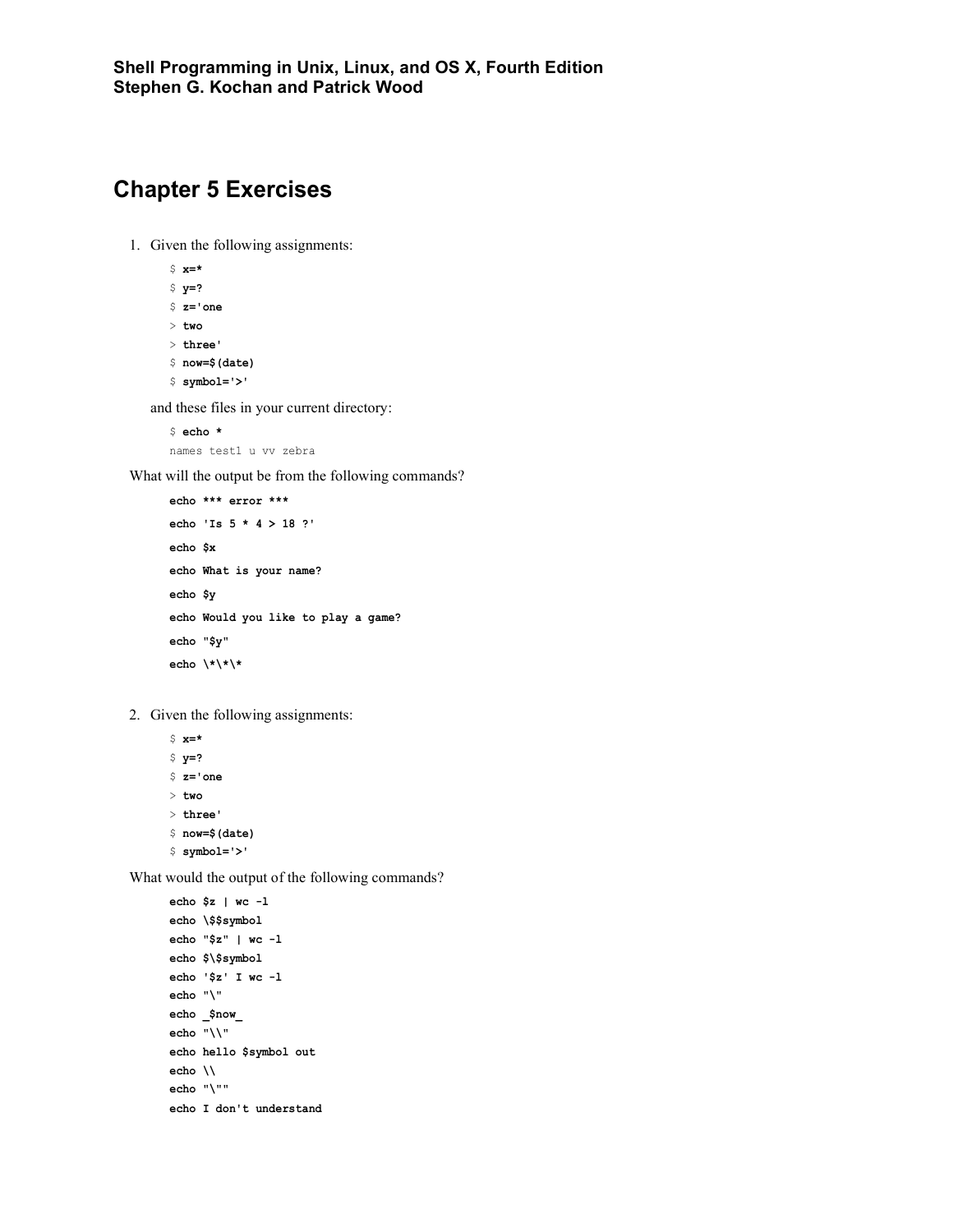**Shell Programming in Unix, Linux, and OS X, Fourth Edition**
**Stephen G. Kochan and Patrick Wood**

# Chapter 5 Exercises

1. Given the following assignments:

```
$ x=*
$ y=?
$ z='one
> two
> three'
$ now=$(date)
$ symbol='>'
```

and these files in your current directory:

```
$ echo *
names test1 u vv zebra
```

What will the output be from the following commands?

```
echo *** error ***
echo 'Is 5 * 4 > 18 ?'
echo $x
echo What is your name?
echo $y
echo Would you like to play a game?
echo "$y"
echo \*\*\*
```

2. Given the following assignments:

```
$ x=*
$ y=?
$ z='one
> two
> three'
$ now=$(date)
$ symbol='>'
```

What would the output of the following commands?

```
echo $z | wc -l
echo \$$symbol
echo "$z" | wc -l
echo $\$symbol
echo '$z' I wc -l
echo "\"
echo _$now_
echo "\\"
echo hello $symbol out
echo \\
echo "\""
echo I don't understand
```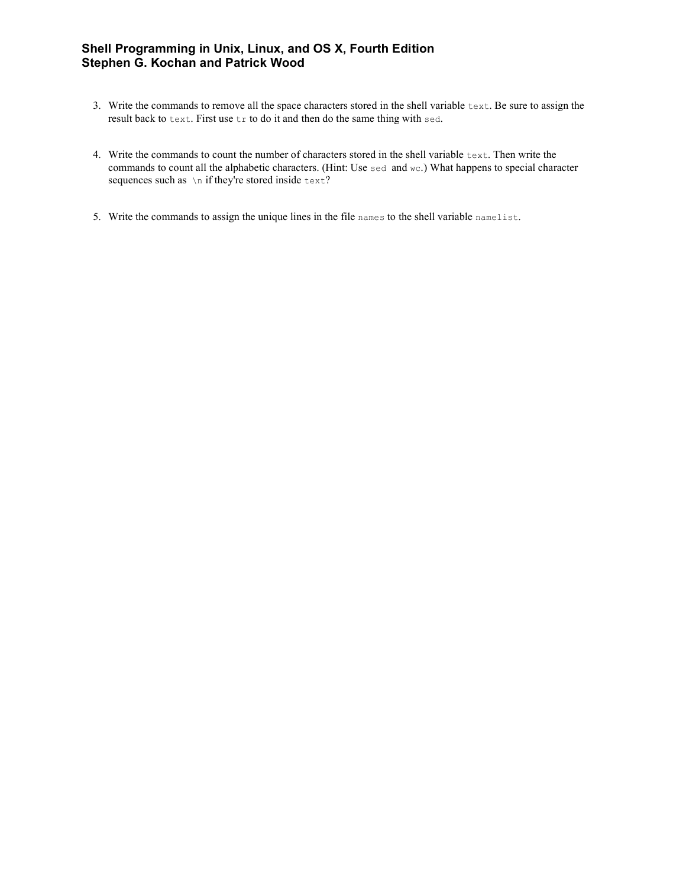3. Write the commands to remove all the space characters stored in the shell variable `text`. Be sure to assign the result back to `text`. First use `tr` to do it and then do the same thing with `sed`.

4. Write the commands to count the number of characters stored in the shell variable `text`. Then write the commands to count all the alphabetic characters. (Hint: Use `sed` and `wc`.) What happens to special character sequences such as `\n` if they're stored inside `text`?

5. Write the commands to assign the unique lines in the file `names` to the shell variable `namelist`.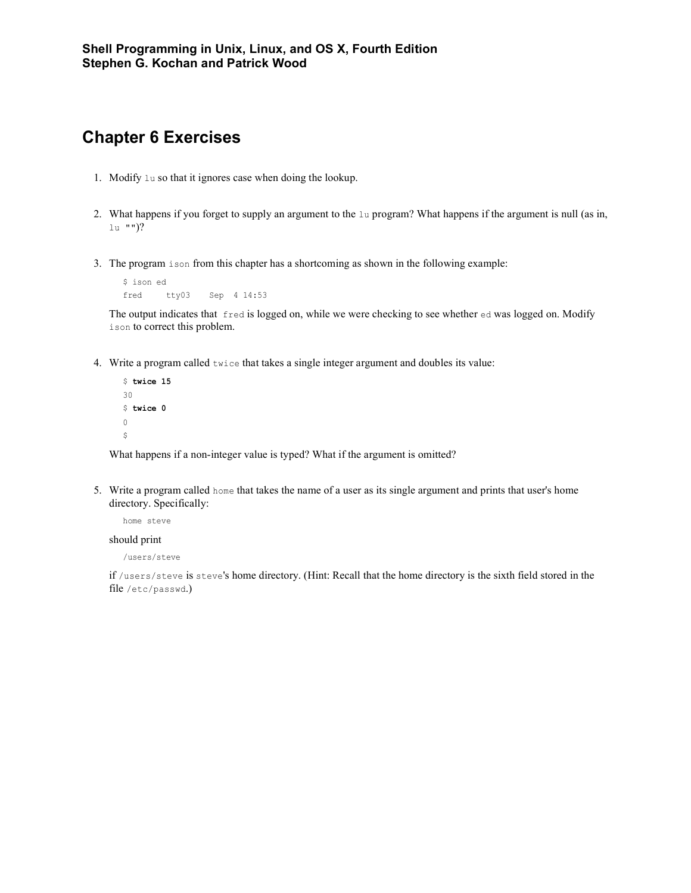**Shell Programming in Unix, Linux, and OS X, Fourth Edition**
**Stephen G. Kochan and Patrick Wood**

# Chapter 6 Exercises

1. Modify `lu` so that it ignores case when doing the lookup.

2. What happens if you forget to supply an argument to the `lu` program? What happens if the argument is null (as in, `lu ""`)?

3. The program `ison` from this chapter has a shortcoming as shown in the following example:

   ```
   $ ison ed
   fred     tty03    Sep  4 14:53
   ```

   The output indicates that `fred` is logged on, while we were checking to see whether `ed` was logged on. Modify `ison` to correct this problem.

4. Write a program called `twice` that takes a single integer argument and doubles its value:

   ```
   $ twice 15
   30
   $ twice 0
   0
   $
   ```

   What happens if a non-integer value is typed? What if the argument is omitted?

5. Write a program called `home` that takes the name of a user as its single argument and prints that user's home directory. Specifically:

   ```
   home steve
   ```

   should print

   ```
   /users/steve
   ```

   if `/users/steve` is `steve`'s home directory. (Hint: Recall that the home directory is the sixth field stored in the file `/etc/passwd`.)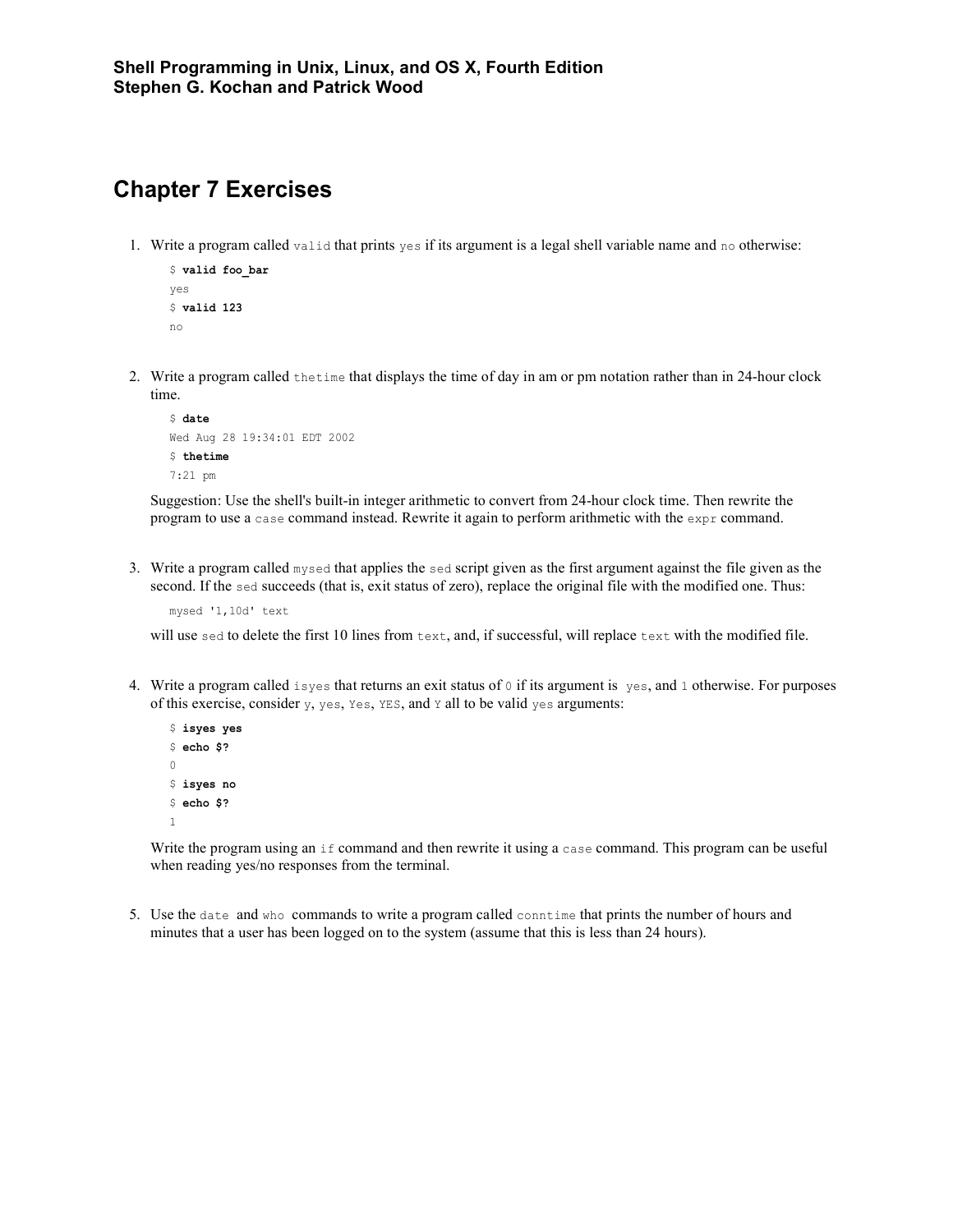**Shell Programming in Unix, Linux, and OS X, Fourth Edition**
**Stephen G. Kochan and Patrick Wood**

# Chapter 7 Exercises

1. Write a program called `valid` that prints `yes` if its argument is a legal shell variable name and `no` otherwise:

   ```
   $ valid foo_bar
   yes
   $ valid 123
   no
   ```

2. Write a program called `thetime` that displays the time of day in am or pm notation rather than in 24-hour clock time.

   ```
   $ date
   Wed Aug 28 19:34:01 EDT 2002
   $ thetime
   7:21 pm
   ```

   Suggestion: Use the shell's built-in integer arithmetic to convert from 24-hour clock time. Then rewrite the program to use a `case` command instead. Rewrite it again to perform arithmetic with the `expr` command.

3. Write a program called `mysed` that applies the `sed` script given as the first argument against the file given as the second. If the `sed` succeeds (that is, exit status of zero), replace the original file with the modified one. Thus:

   ```
   mysed '1,10d' text
   ```

   will use `sed` to delete the first 10 lines from `text`, and, if successful, will replace `text` with the modified file.

4. Write a program called `isyes` that returns an exit status of `0` if its argument is `yes`, and `1` otherwise. For purposes of this exercise, consider `y`, `yes`, `Yes`, `YES`, and `Y` all to be valid `yes` arguments:

   ```
   $ isyes yes
   $ echo $?
   0
   $ isyes no
   $ echo $?
   1
   ```

   Write the program using an `if` command and then rewrite it using a `case` command. This program can be useful when reading yes/no responses from the terminal.

5. Use the `date` and `who` commands to write a program called `conntime` that prints the number of hours and minutes that a user has been logged on to the system (assume that this is less than 24 hours).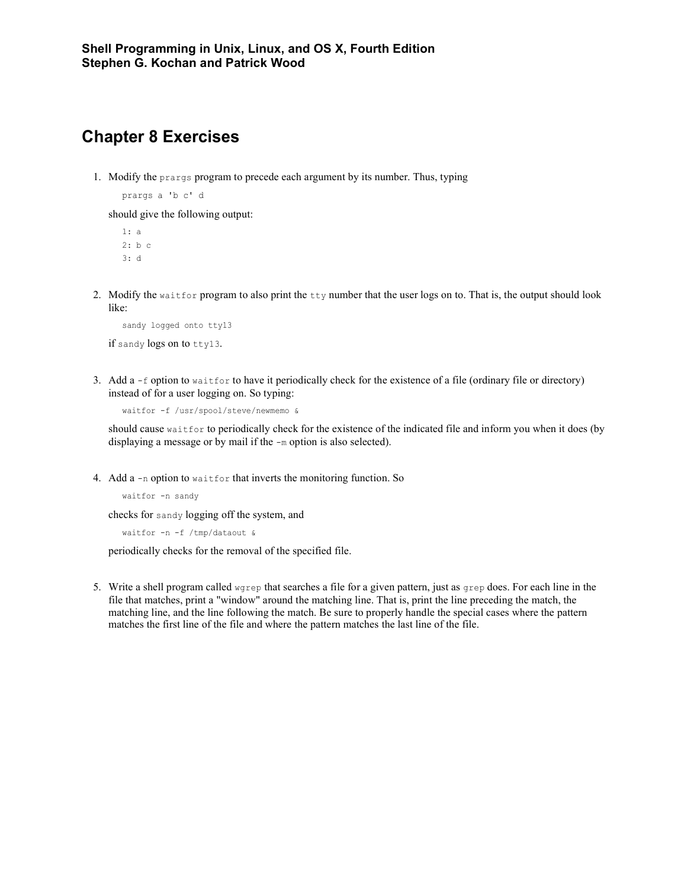**Shell Programming in Unix, Linux, and OS X, Fourth Edition**
**Stephen G. Kochan and Patrick Wood**

# Chapter 8 Exercises

1. Modify the `prargs` program to precede each argument by its number. Thus, typing

   ```
   prargs a 'b c' d
   ```

   should give the following output:

   ```
   1: a
   2: b c
   3: d
   ```

2. Modify the `waitfor` program to also print the `tty` number that the user logs on to. That is, the output should look like:

   ```
   sandy logged onto tty13
   ```

   if `sandy` logs on to `tty13`.

3. Add a `-f` option to `waitfor` to have it periodically check for the existence of a file (ordinary file or directory) instead of for a user logging on. So typing:

   ```
   waitfor -f /usr/spool/steve/newmemo &
   ```

   should cause `waitfor` to periodically check for the existence of the indicated file and inform you when it does (by displaying a message or by mail if the `-m` option is also selected).

4. Add a `-n` option to `waitfor` that inverts the monitoring function. So

   ```
   waitfor -n sandy
   ```

   checks for `sandy` logging off the system, and

   ```
   waitfor -n -f /tmp/dataout &
   ```

   periodically checks for the removal of the specified file.

5. Write a shell program called `wgrep` that searches a file for a given pattern, just as `grep` does. For each line in the file that matches, print a "window" around the matching line. That is, print the line preceding the match, the matching line, and the line following the match. Be sure to properly handle the special cases where the pattern matches the first line of the file and where the pattern matches the last line of the file.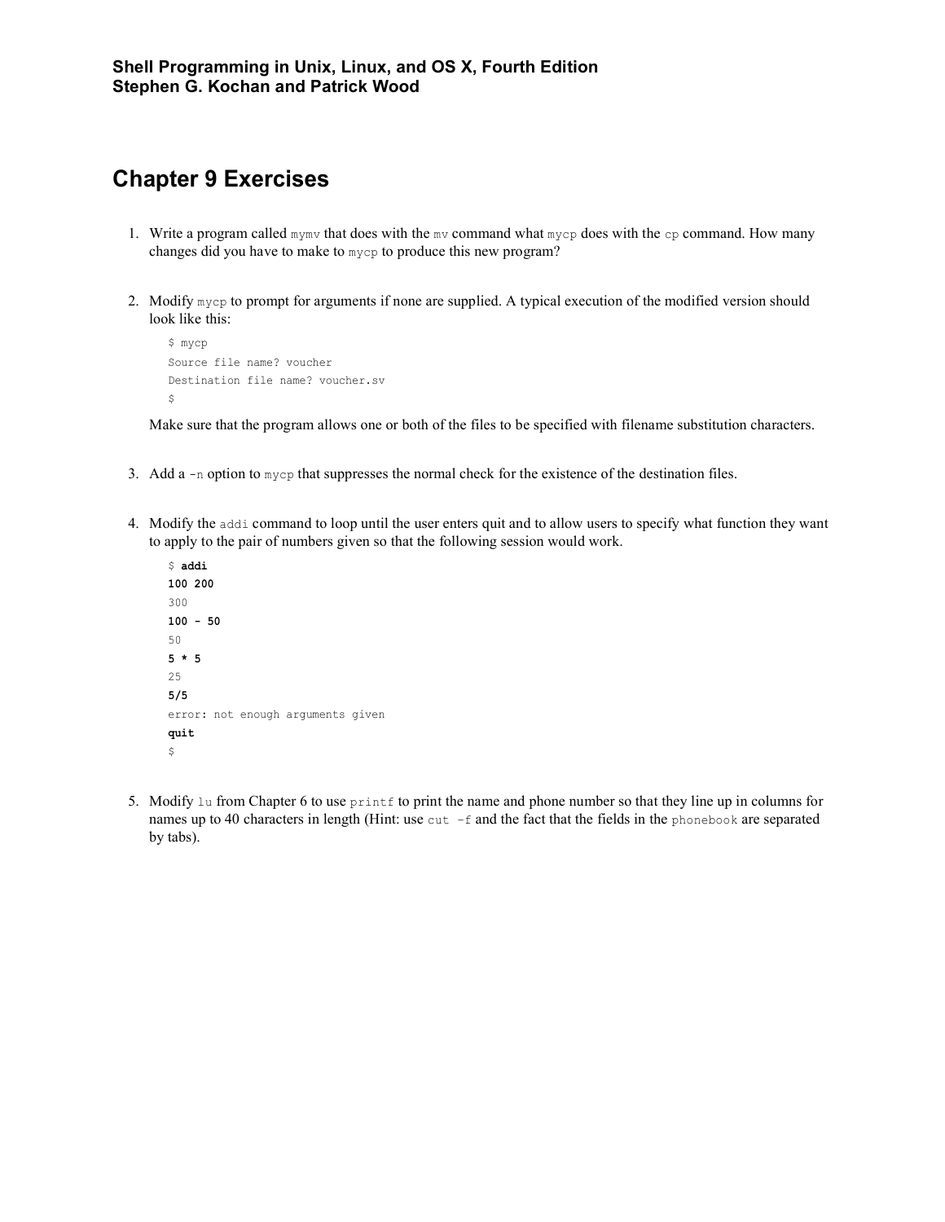**Shell Programming in Unix, Linux, and OS X, Fourth Edition**
**Stephen G. Kochan and Patrick Wood**

# Chapter 9 Exercises

1. Write a program called `mymv` that does with the `mv` command what `mycp` does with the `cp` command. How many changes did you have to make to `mycp` to produce this new program?

2. Modify `mycp` to prompt for arguments if none are supplied. A typical execution of the modified version should look like this:

   ```
   $ mycp
   Source file name? voucher
   Destination file name? voucher.sv
   $
   ```

   Make sure that the program allows one or both of the files to be specified with filename substitution characters.

3. Add a `-n` option to `mycp` that suppresses the normal check for the existence of the destination files.

4. Modify the `addi` command to loop until the user enters quit and to allow users to specify what function they want to apply to the pair of numbers given so that the following session would work.

   ```
   $ addi
   100 200
   300
   100 - 50
   50
   5 * 5
   25
   5/5
   error: not enough arguments given
   quit
   $
   ```

5. Modify `lu` from Chapter 6 to use `printf` to print the name and phone number so that they line up in columns for names up to 40 characters in length (Hint: use `cut -f` and the fact that the fields in the `phonebook` are separated by tabs).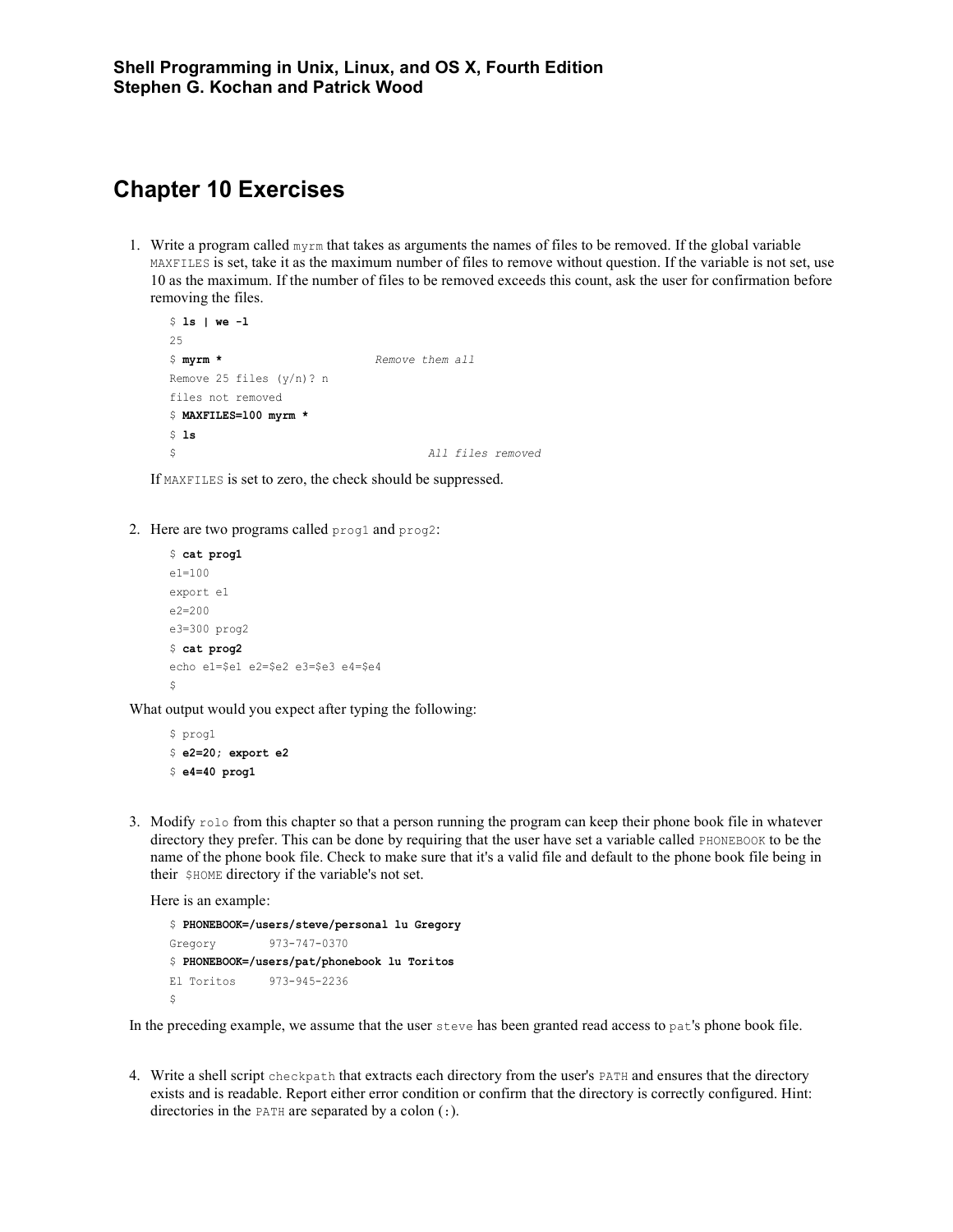**Shell Programming in Unix, Linux, and OS X, Fourth Edition**
**Stephen G. Kochan and Patrick Wood**

# Chapter 10 Exercises

1. Write a program called `myrm` that takes as arguments the names of files to be removed. If the global variable `MAXFILES` is set, take it as the maximum number of files to remove without question. If the variable is not set, use 10 as the maximum. If the number of files to be removed exceeds this count, ask the user for confirmation before removing the files.

   ```
   $ ls | we -l
   25
   $ myrm *                      Remove them all
   Remove 25 files (y/n)? n
   files not removed
   $ MAXFILES=100 myrm *
   $ ls
   $                                     All files removed
   ```

   If `MAXFILES` is set to zero, the check should be suppressed.

2. Here are two programs called `prog1` and `prog2`:

   ```
   $ cat prog1
   e1=100
   export e1
   e2=200
   e3=300 prog2
   $ cat prog2
   echo e1=$e1 e2=$e2 e3=$e3 e4=$e4
   $
   ```

   What output would you expect after typing the following:

   ```
   $ prog1
   $ e2=20; export e2
   $ e4=40 prog1
   ```

3. Modify `rolo` from this chapter so that a person running the program can keep their phone book file in whatever directory they prefer. This can be done by requiring that the user have set a variable called `PHONEBOOK` to be the name of the phone book file. Check to make sure that it's a valid file and default to the phone book file being in their `$HOME` directory if the variable's not set.

   Here is an example:

   ```
   $ PHONEBOOK=/users/steve/personal lu Gregory
   Gregory        973-747-0370
   $ PHONEBOOK=/users/pat/phonebook lu Toritos
   El Toritos     973-945-2236
   $
   ```

   In the preceding example, we assume that the user `steve` has been granted read access to `pat`'s phone book file.

4. Write a shell script `checkpath` that extracts each directory from the user's `PATH` and ensures that the directory exists and is readable. Report either error condition or confirm that the directory is correctly configured. Hint: directories in the `PATH` are separated by a colon (`:`).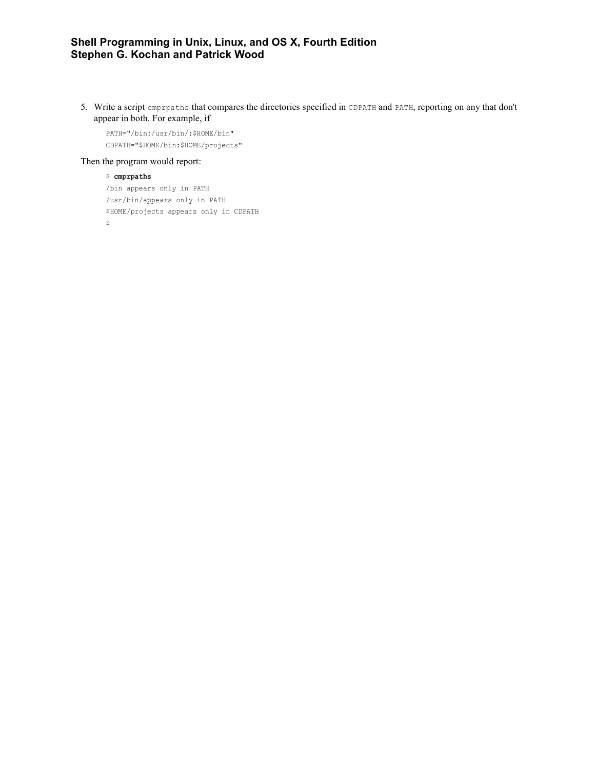5. Write a script `cmprpaths` that compares the directories specified in `CDPATH` and `PATH`, reporting on any that don't appear in both. For example, if

```
PATH="/bin:/usr/bin/:$HOME/bin"
CDPATH="$HOME/bin:$HOME/projects"
```

Then the program would report:

```
$ cmprpaths
/bin appears only in PATH
/usr/bin/appears only in PATH
$HOME/projects appears only in CDPATH
$
```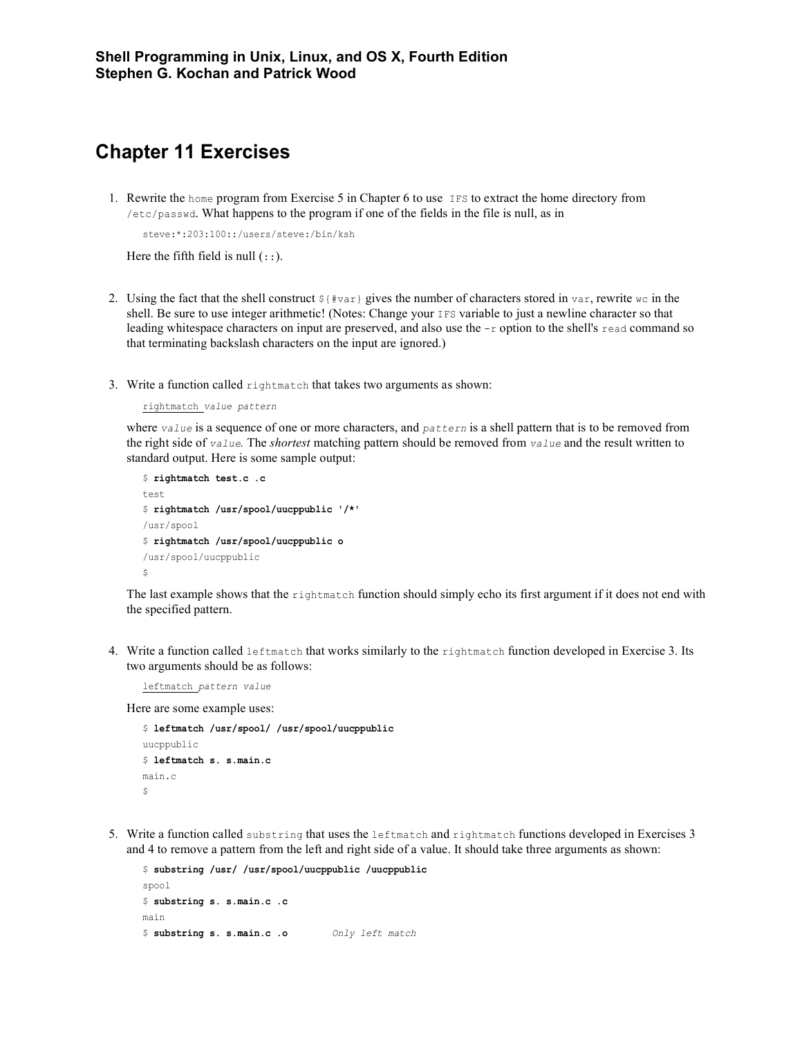**Shell Programming in Unix, Linux, and OS X, Fourth Edition**
**Stephen G. Kochan and Patrick Wood**

# Chapter 11 Exercises

1. Rewrite the `home` program from Exercise 5 in Chapter 6 to use `IFS` to extract the home directory from `/etc/passwd`. What happens to the program if one of the fields in the file is null, as in

   ```
   steve:*:203:100::/users/steve:/bin/ksh
   ```

   Here the fifth field is null (`::`).

2. Using the fact that the shell construct `${#var}` gives the number of characters stored in `var`, rewrite `wc` in the shell. Be sure to use integer arithmetic! (Notes: Change your `IFS` variable to just a newline character so that leading whitespace characters on input are preserved, and also use the `-r` option to the shell's `read` command so that terminating backslash characters on the input are ignored.)

3. Write a function called `rightmatch` that takes two arguments as shown:

   <u>`rightmatch `</u>*`value pattern`*

   where *`value`* is a sequence of one or more characters, and *`pattern`* is a shell pattern that is to be removed from the right side of *`value`*. The *shortest* matching pattern should be removed from *`value`* and the result written to standard output. Here is some sample output:

   ```
   $ rightmatch test.c .c
   test
   $ rightmatch /usr/spool/uucppublic '/*'
   /usr/spool
   $ rightmatch /usr/spool/uucppublic o
   /usr/spool/uucppublic
   $
   ```

   The last example shows that the `rightmatch` function should simply echo its first argument if it does not end with the specified pattern.

4. Write a function called `leftmatch` that works similarly to the `rightmatch` function developed in Exercise 3. Its two arguments should be as follows:

   <u>`leftmatch `</u>*`pattern value`*

   Here are some example uses:

   ```
   $ leftmatch /usr/spool/ /usr/spool/uucppublic
   uucppublic
   $ leftmatch s. s.main.c
   main.c
   $
   ```

5. Write a function called `substring` that uses the `leftmatch` and `rightmatch` functions developed in Exercises 3 and 4 to remove a pattern from the left and right side of a value. It should take three arguments as shown:

   ```
   $ substring /usr/ /usr/spool/uucppublic /uucppublic
   spool
   $ substring s. s.main.c .c
   main
   $ substring s. s.main.c .o        Only left match
   ```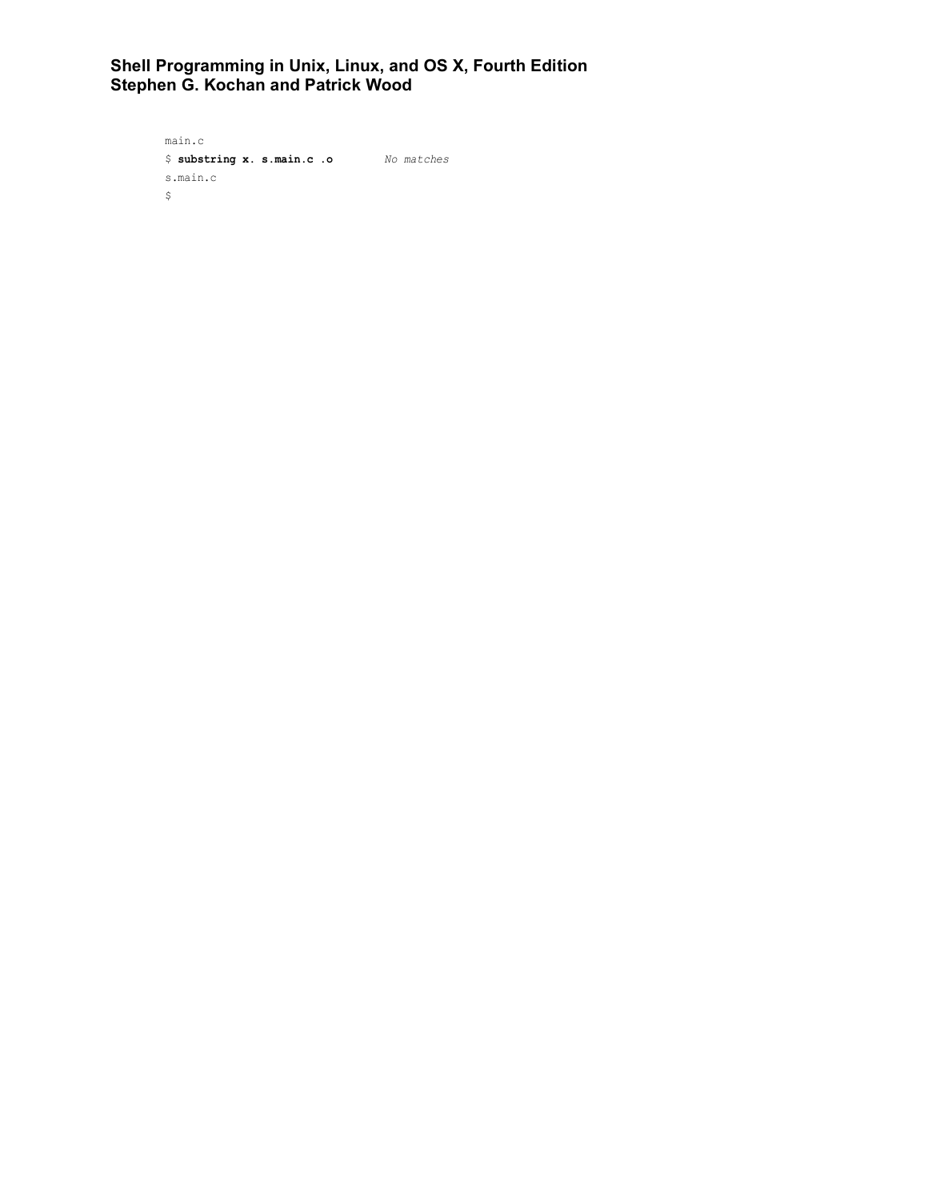```
main.c
$ substring x. s.main.c .o        No matches
s.main.c
$
```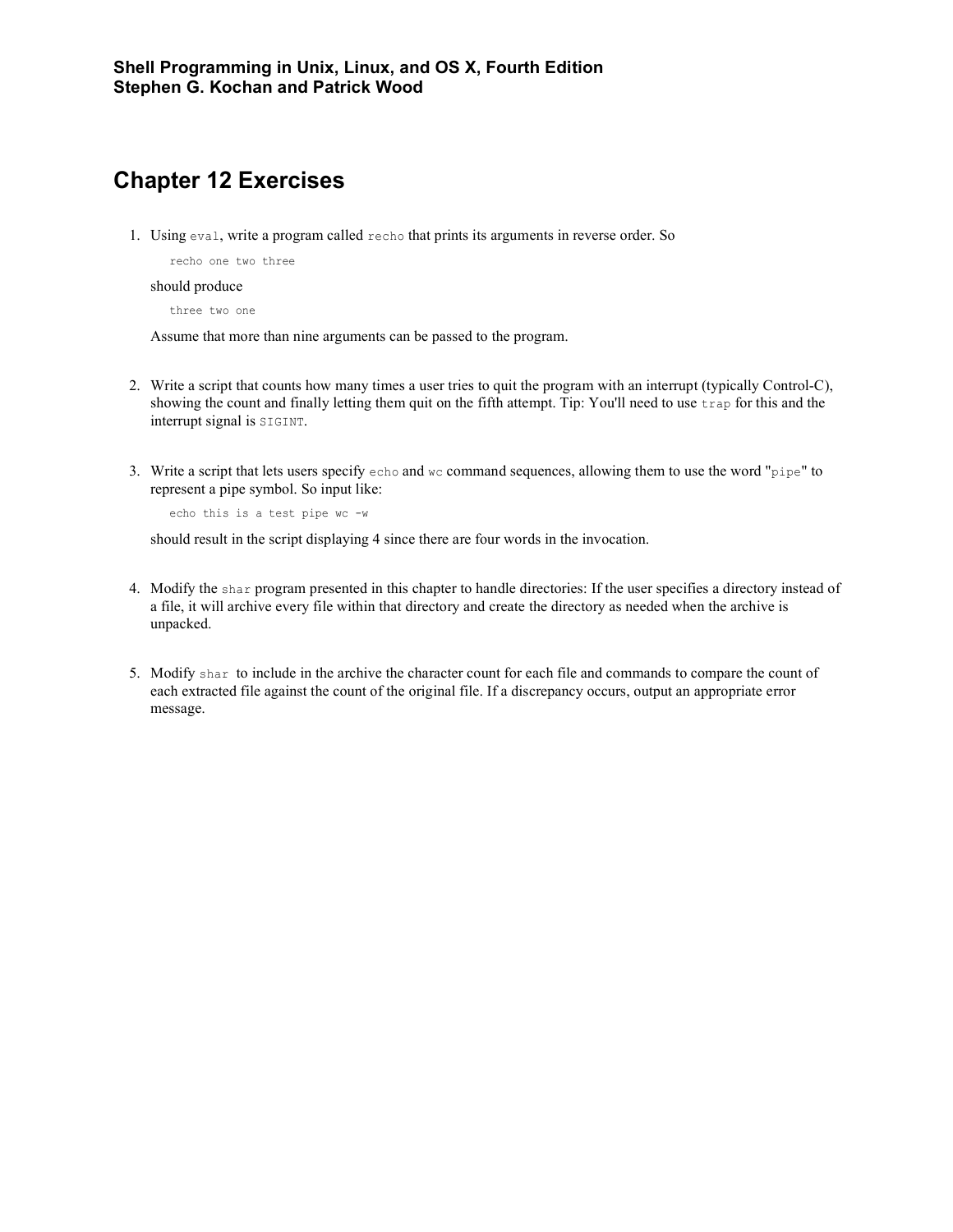**Shell Programming in Unix, Linux, and OS X, Fourth Edition**
**Stephen G. Kochan and Patrick Wood**

# Chapter 12 Exercises

1. Using `eval`, write a program called `recho` that prints its arguments in reverse order. So

   ```
   recho one two three
   ```

   should produce

   ```
   three two one
   ```

   Assume that more than nine arguments can be passed to the program.

2. Write a script that counts how many times a user tries to quit the program with an interrupt (typically Control-C), showing the count and finally letting them quit on the fifth attempt. Tip: You'll need to use `trap` for this and the interrupt signal is `SIGINT`.

3. Write a script that lets users specify `echo` and `wc` command sequences, allowing them to use the word "`pipe`" to represent a pipe symbol. So input like:

   ```
   echo this is a test pipe wc -w
   ```

   should result in the script displaying 4 since there are four words in the invocation.

4. Modify the `shar` program presented in this chapter to handle directories: If the user specifies a directory instead of a file, it will archive every file within that directory and create the directory as needed when the archive is unpacked.

5. Modify `shar` to include in the archive the character count for each file and commands to compare the count of each extracted file against the count of the original file. If a discrepancy occurs, output an appropriate error message.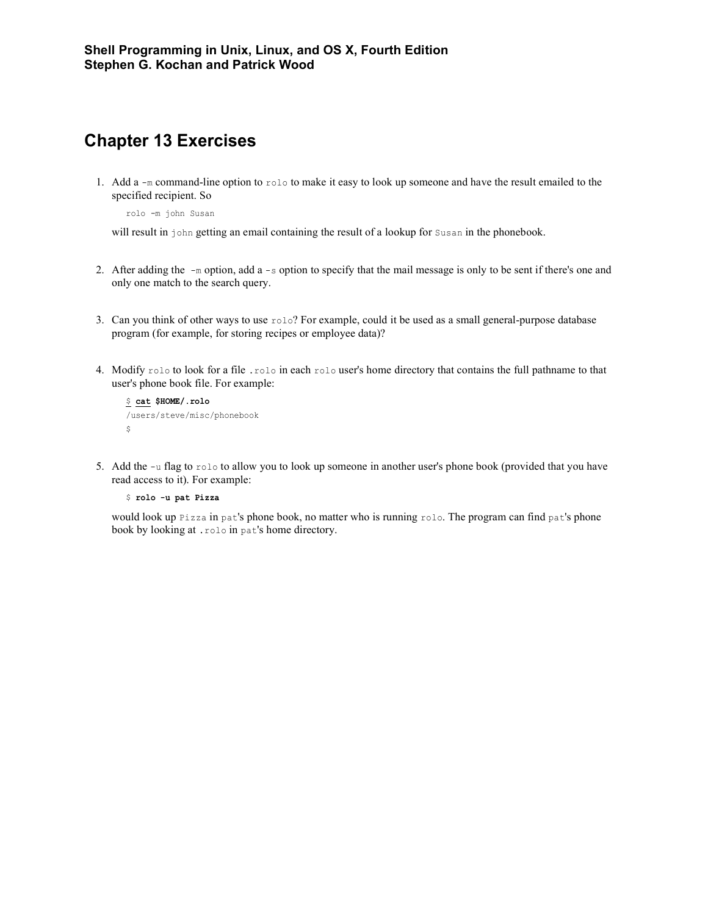**Shell Programming in Unix, Linux, and OS X, Fourth Edition**
**Stephen G. Kochan and Patrick Wood**

# Chapter 13 Exercises

1. Add a `-m` command-line option to `rolo` to make it easy to look up someone and have the result emailed to the specified recipient. So

   ```
   rolo -m john Susan
   ```

   will result in `john` getting an email containing the result of a lookup for `Susan` in the phonebook.

2. After adding the `-m` option, add a `-s` option to specify that the mail message is only to be sent if there's one and only one match to the search query.

3. Can you think of other ways to use `rolo`? For example, could it be used as a small general-purpose database program (for example, for storing recipes or employee data)?

4. Modify `rolo` to look for a file `.rolo` in each `rolo` user's home directory that contains the full pathname to that user's phone book file. For example:

   ```
   $ cat $HOME/.rolo
   /users/steve/misc/phonebook
   $
   ```

5. Add the `-u` flag to `rolo` to allow you to look up someone in another user's phone book (provided that you have read access to it). For example:

   ```
   $ rolo -u pat Pizza
   ```

   would look up `Pizza` in `pat`'s phone book, no matter who is running `rolo`. The program can find `pat`'s phone book by looking at `.rolo` in `pat`'s home directory.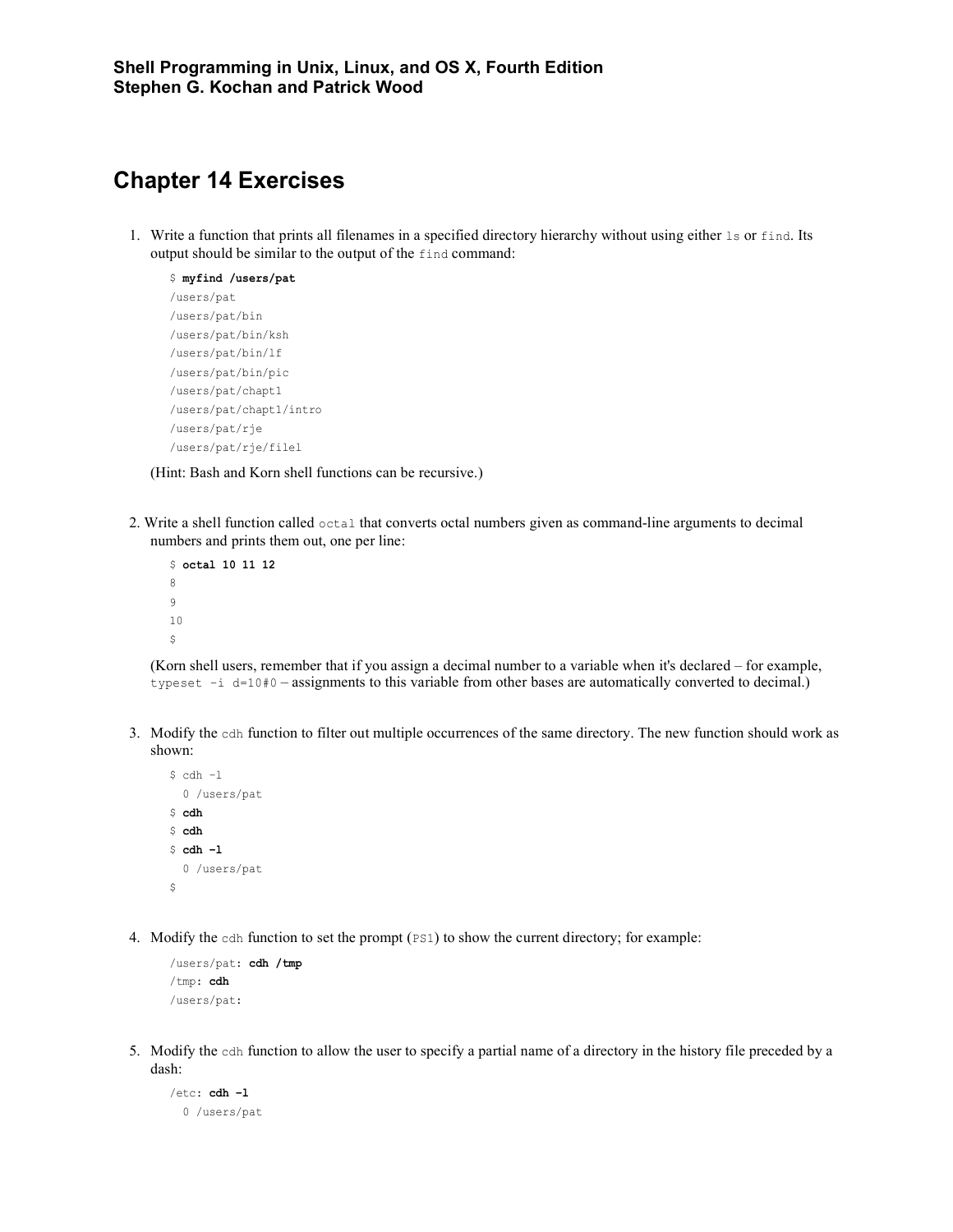**Shell Programming in Unix, Linux, and OS X, Fourth Edition**
**Stephen G. Kochan and Patrick Wood**

# Chapter 14 Exercises

1. Write a function that prints all filenames in a specified directory hierarchy without using either `ls` or `find`. Its output should be similar to the output of the `find` command:

   ```
   $ myfind /users/pat
   /users/pat
   /users/pat/bin
   /users/pat/bin/ksh
   /users/pat/bin/lf
   /users/pat/bin/pic
   /users/pat/chapt1
   /users/pat/chapt1/intro
   /users/pat/rje
   /users/pat/rje/file1
   ```

   (Hint: Bash and Korn shell functions can be recursive.)

2. Write a shell function called `octal` that converts octal numbers given as command-line arguments to decimal numbers and prints them out, one per line:

   ```
   $ octal 10 11 12
   8
   9
   10
   $
   ```

   (Korn shell users, remember that if you assign a decimal number to a variable when it's declared – for example, `typeset -i d=10#0` – assignments to this variable from other bases are automatically converted to decimal.)

3. Modify the `cdh` function to filter out multiple occurrences of the same directory. The new function should work as shown:

   ```
   $ cdh -l
     0 /users/pat
   $ cdh
   $ cdh
   $ cdh -l
     0 /users/pat
   $
   ```

4. Modify the `cdh` function to set the prompt (`PS1`) to show the current directory; for example:

   ```
   /users/pat: cdh /tmp
   /tmp: cdh
   /users/pat:
   ```

5. Modify the `cdh` function to allow the user to specify a partial name of a directory in the history file preceded by a dash:

   ```
   /etc: cdh -l
     0 /users/pat
   ```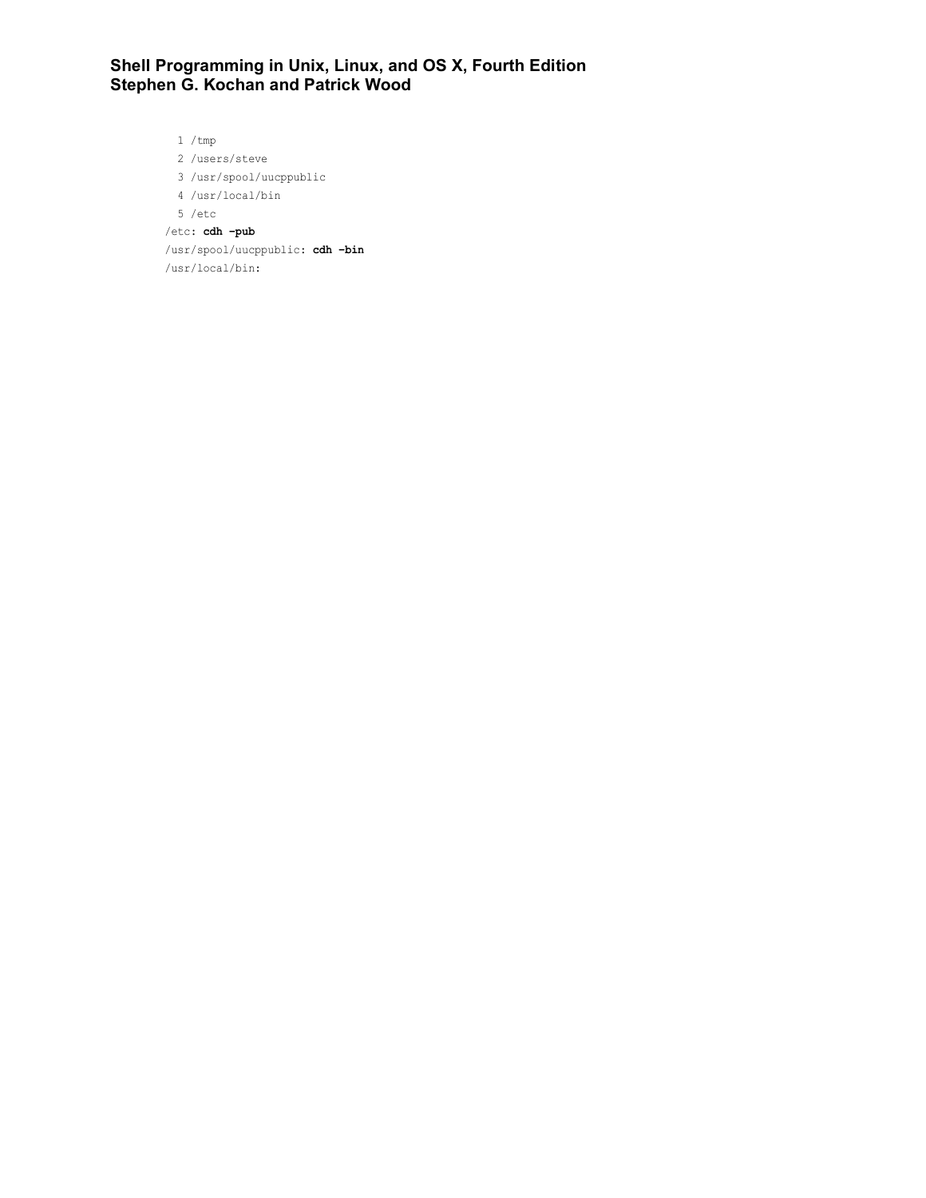```
  1 /tmp
  2 /users/steve
  3 /usr/spool/uucppublic
  4 /usr/local/bin
  5 /etc
/etc: cdh -pub
/usr/spool/uucppublic: cdh -bin
/usr/local/bin:
```